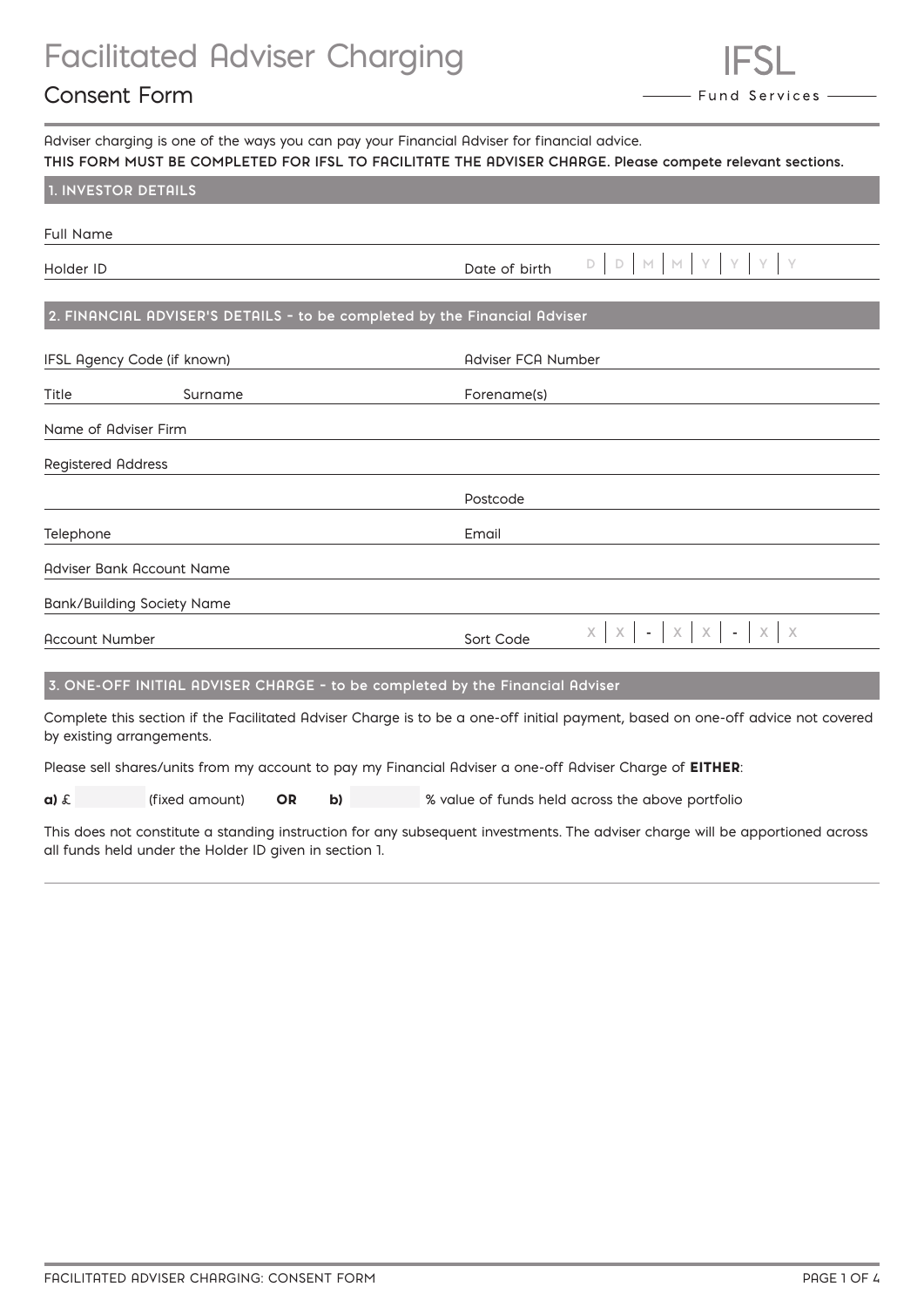# Facilitated Adviser Charging

## Consent Form

IFSL
Fund Services

Adviser charging is one of the ways you can pay your Financial Adviser for financial advice.

**THIS FORM MUST BE COMPLETED FOR IFSL TO FACILITATE THE ADVISER CHARGE. Please compete relevant sections.**

### 1. INVESTOR DETAILS

Full Name

Holder ID

Date of birth D D M M Y Y Y Y

### 2. FINANCIAL ADVISER'S DETAILS - to be completed by the Financial Adviser

IFSL Agency Code (if known)

Adviser FCA Number

Title

Surname

Forename(s)

Name of Adviser Firm

Registered Address

Postcode

Telephone

Email

Adviser Bank Account Name

Bank/Building Society Name

Account Number

Sort Code X X - X X - X X

### 3. ONE-OFF INITIAL ADVISER CHARGE - to be completed by the Financial Adviser

Complete this section if the Facilitated Adviser Charge is to be a one-off initial payment, based on one-off advice not covered by existing arrangements.

Please sell shares/units from my account to pay my Financial Adviser a one-off Adviser Charge of **EITHER**:

**a)** £ (fixed amount) **OR** **b)** % value of funds held across the above portfolio

This does not constitute a standing instruction for any subsequent investments. The adviser charge will be apportioned across all funds held under the Holder ID given in section 1.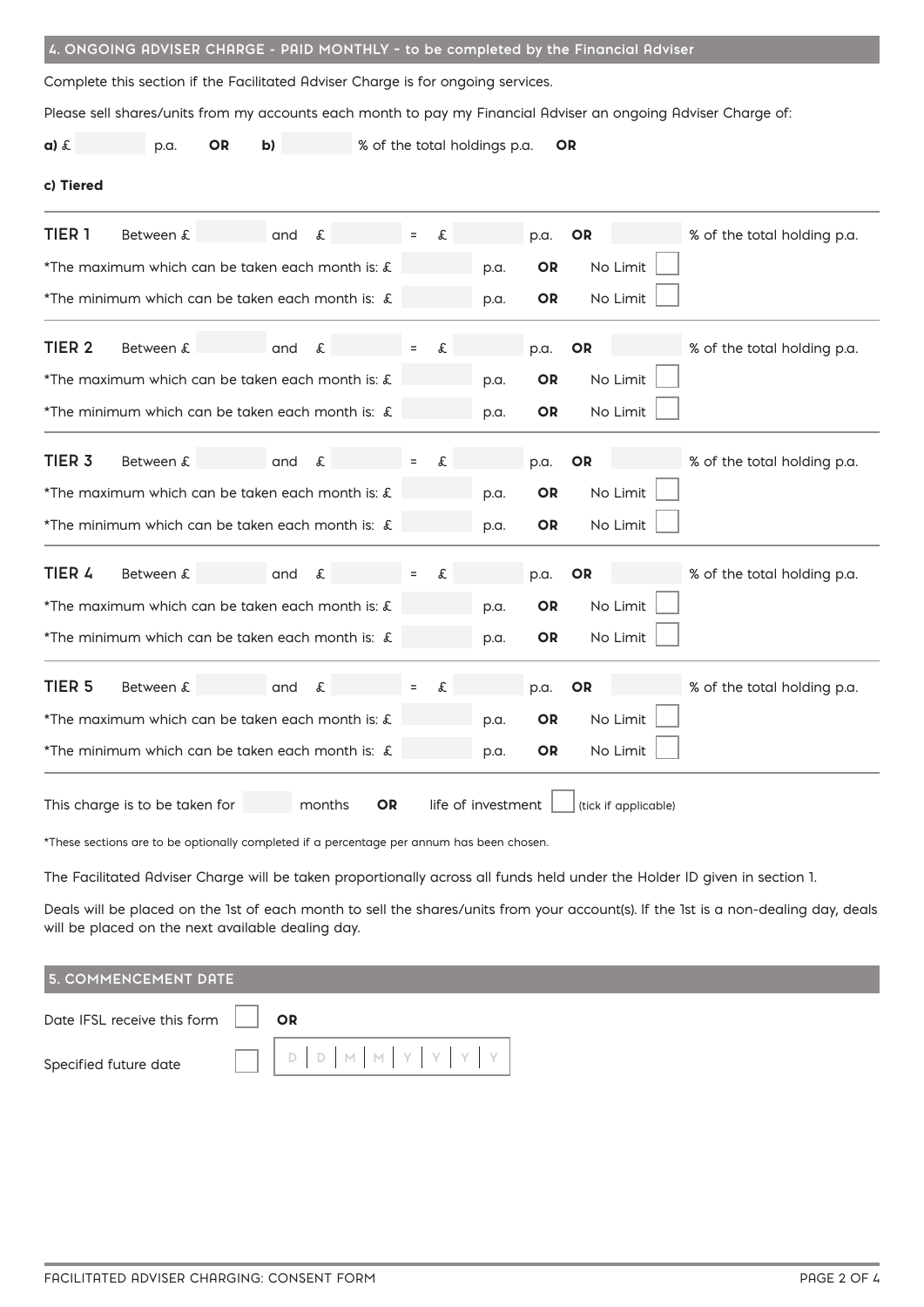## 4. ONGOING ADVISER CHARGE - PAID MONTHLY - to be completed by the Financial Adviser

Complete this section if the Facilitated Adviser Charge is for ongoing services.

Please sell shares/units from my accounts each month to pay my Financial Adviser an ongoing Adviser Charge of:

**a)** £ ______ p.a. **OR** **b)** ______ % of the total holdings p.a. **OR**

**c) Tiered**

**TIER 1** Between £ ______ and £ ______ = £ ______ p.a. **OR** ______ % of the total holding p.a.

*The maximum which can be taken each month is: £ ______ p.a. **OR** No Limit ☐

*The minimum which can be taken each month is: £ ______ p.a. **OR** No Limit ☐

**TIER 2** Between £ ______ and £ ______ = £ ______ p.a. **OR** ______ % of the total holding p.a.

*The maximum which can be taken each month is: £ ______ p.a. **OR** No Limit ☐

*The minimum which can be taken each month is: £ ______ p.a. **OR** No Limit ☐

**TIER 3** Between £ ______ and £ ______ = £ ______ p.a. **OR** ______ % of the total holding p.a.

*The maximum which can be taken each month is: £ ______ p.a. **OR** No Limit ☐

*The minimum which can be taken each month is: £ ______ p.a. **OR** No Limit ☐

**TIER 4** Between £ ______ and £ ______ = £ ______ p.a. **OR** ______ % of the total holding p.a.

*The maximum which can be taken each month is: £ ______ p.a. **OR** No Limit ☐

*The minimum which can be taken each month is: £ ______ p.a. **OR** No Limit ☐

**TIER 5** Between £ ______ and £ ______ = £ ______ p.a. **OR** ______ % of the total holding p.a.

*The maximum which can be taken each month is: £ ______ p.a. **OR** No Limit ☐

*The minimum which can be taken each month is: £ ______ p.a. **OR** No Limit ☐

This charge is to be taken for ______ months **OR** life of investment ☐ (tick if applicable)

*These sections are to be optionally completed if a percentage per annum has been chosen.

The Facilitated Adviser Charge will be taken proportionally across all funds held under the Holder ID given in section 1.

Deals will be placed on the 1st of each month to sell the shares/units from your account(s). If the 1st is a non-dealing day, deals will be placed on the next available dealing day.

## 5. COMMENCEMENT DATE

Date IFSL receive this form ☐ **OR**

Specified future date ☐ D D M M Y Y Y Y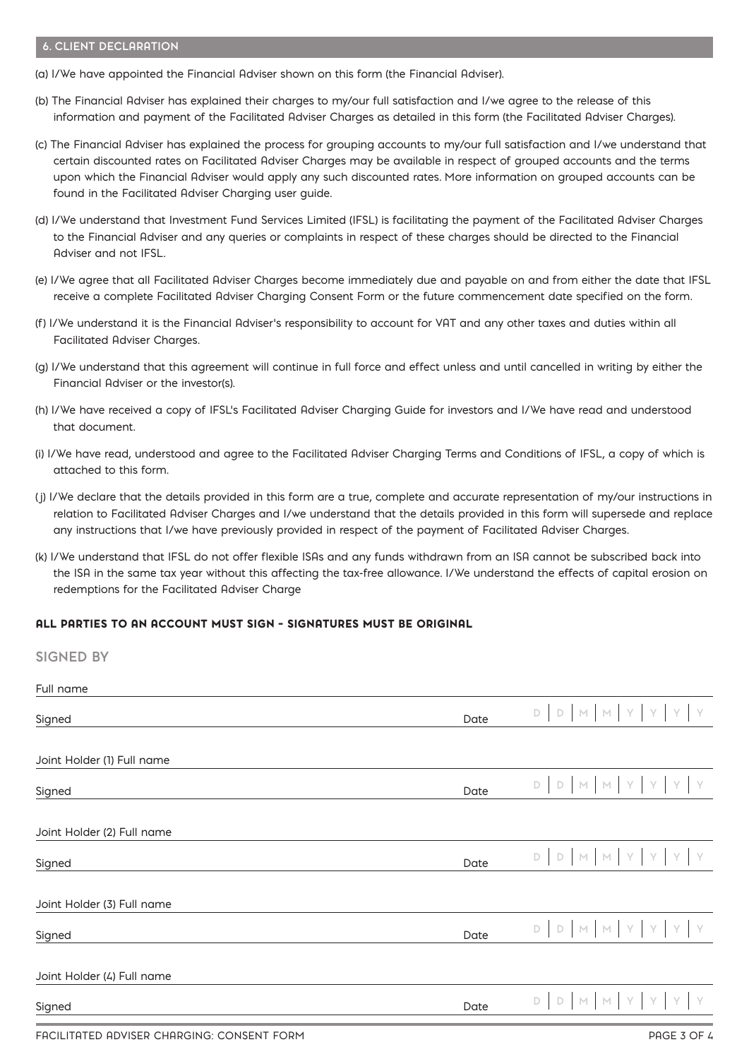## 6. CLIENT DECLARATION

(a) I/We have appointed the Financial Adviser shown on this form (the Financial Adviser).

(b) The Financial Adviser has explained their charges to my/our full satisfaction and I/we agree to the release of this information and payment of the Facilitated Adviser Charges as detailed in this form (the Facilitated Adviser Charges).

(c) The Financial Adviser has explained the process for grouping accounts to my/our full satisfaction and I/we understand that certain discounted rates on Facilitated Adviser Charges may be available in respect of grouped accounts and the terms upon which the Financial Adviser would apply any such discounted rates. More information on grouped accounts can be found in the Facilitated Adviser Charging user guide.

(d) I/We understand that Investment Fund Services Limited (IFSL) is facilitating the payment of the Facilitated Adviser Charges to the Financial Adviser and any queries or complaints in respect of these charges should be directed to the Financial Adviser and not IFSL.

(e) I/We agree that all Facilitated Adviser Charges become immediately due and payable on and from either the date that IFSL receive a complete Facilitated Adviser Charging Consent Form or the future commencement date specified on the form.

(f) I/We understand it is the Financial Adviser's responsibility to account for VAT and any other taxes and duties within all Facilitated Adviser Charges.

(g) I/We understand that this agreement will continue in full force and effect unless and until cancelled in writing by either the Financial Adviser or the investor(s).

(h) I/We have received a copy of IFSL's Facilitated Adviser Charging Guide for investors and I/We have read and understood that document.

(i) I/We have read, understood and agree to the Facilitated Adviser Charging Terms and Conditions of IFSL, a copy of which is attached to this form.

(j) I/We declare that the details provided in this form are a true, complete and accurate representation of my/our instructions in relation to Facilitated Adviser Charges and I/we understand that the details provided in this form will supersede and replace any instructions that I/we have previously provided in respect of the payment of Facilitated Adviser Charges.

(k) I/We understand that IFSL do not offer flexible ISAs and any funds withdrawn from an ISA cannot be subscribed back into the ISA in the same tax year without this affecting the tax-free allowance. I/We understand the effects of capital erosion on redemptions for the Facilitated Adviser Charge

**ALL PARTIES TO AN ACCOUNT MUST SIGN - SIGNATURES MUST BE ORIGINAL**

### SIGNED BY

Full name

Signed | Date D D M M Y Y Y Y

Joint Holder (1) Full name

Signed | Date D D M M Y Y Y Y

Joint Holder (2) Full name

Signed | Date D D M M Y Y Y Y

Joint Holder (3) Full name

Signed | Date D D M M Y Y Y Y

Joint Holder (4) Full name

Signed | Date D D M M Y Y Y Y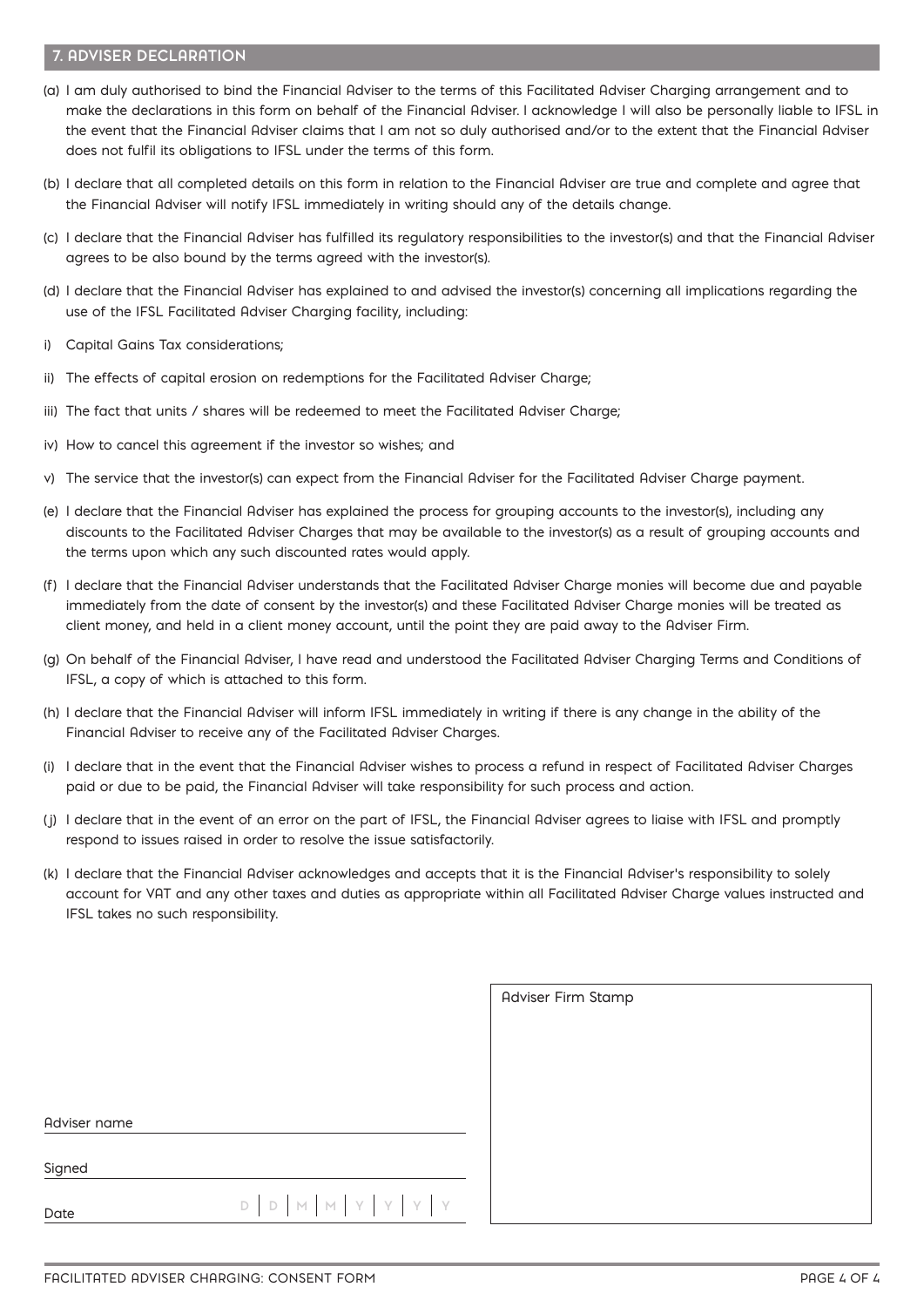## 7. ADVISER DECLARATION

(a) I am duly authorised to bind the Financial Adviser to the terms of this Facilitated Adviser Charging arrangement and to make the declarations in this form on behalf of the Financial Adviser. I acknowledge I will also be personally liable to IFSL in the event that the Financial Adviser claims that I am not so duly authorised and/or to the extent that the Financial Adviser does not fulfil its obligations to IFSL under the terms of this form.

(b) I declare that all completed details on this form in relation to the Financial Adviser are true and complete and agree that the Financial Adviser will notify IFSL immediately in writing should any of the details change.

(c) I declare that the Financial Adviser has fulfilled its regulatory responsibilities to the investor(s) and that the Financial Adviser agrees to be also bound by the terms agreed with the investor(s).

(d) I declare that the Financial Adviser has explained to and advised the investor(s) concerning all implications regarding the use of the IFSL Facilitated Adviser Charging facility, including:

i) Capital Gains Tax considerations;

ii) The effects of capital erosion on redemptions for the Facilitated Adviser Charge;

iii) The fact that units / shares will be redeemed to meet the Facilitated Adviser Charge;

iv) How to cancel this agreement if the investor so wishes; and

v) The service that the investor(s) can expect from the Financial Adviser for the Facilitated Adviser Charge payment.

(e) I declare that the Financial Adviser has explained the process for grouping accounts to the investor(s), including any discounts to the Facilitated Adviser Charges that may be available to the investor(s) as a result of grouping accounts and the terms upon which any such discounted rates would apply.

(f) I declare that the Financial Adviser understands that the Facilitated Adviser Charge monies will become due and payable immediately from the date of consent by the investor(s) and these Facilitated Adviser Charge monies will be treated as client money, and held in a client money account, until the point they are paid away to the Adviser Firm.

(g) On behalf of the Financial Adviser, I have read and understood the Facilitated Adviser Charging Terms and Conditions of IFSL, a copy of which is attached to this form.

(h) I declare that the Financial Adviser will inform IFSL immediately in writing if there is any change in the ability of the Financial Adviser to receive any of the Facilitated Adviser Charges.

(i) I declare that in the event that the Financial Adviser wishes to process a refund in respect of Facilitated Adviser Charges paid or due to be paid, the Financial Adviser will take responsibility for such process and action.

(j) I declare that in the event of an error on the part of IFSL, the Financial Adviser agrees to liaise with IFSL and promptly respond to issues raised in order to resolve the issue satisfactorily.

(k) I declare that the Financial Adviser acknowledges and accepts that it is the Financial Adviser's responsibility to solely account for VAT and any other taxes and duties as appropriate within all Facilitated Adviser Charge values instructed and IFSL takes no such responsibility.

Adviser name ______________________

Signed ______________________

Date D D | M M | Y Y Y Y

Adviser Firm Stamp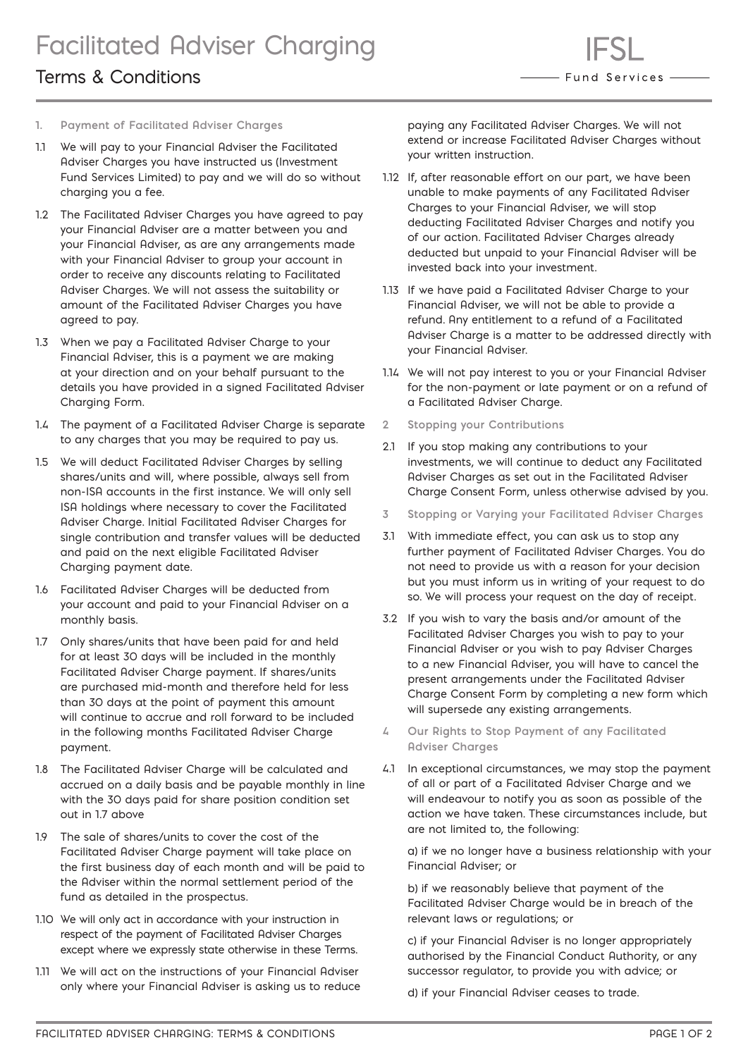# Facilitated Adviser Charging

## Terms & Conditions

IFSL Fund Services

### 1. Payment of Facilitated Adviser Charges

1.1 We will pay to your Financial Adviser the Facilitated Adviser Charges you have instructed us (Investment Fund Services Limited) to pay and we will do so without charging you a fee.

1.2 The Facilitated Adviser Charges you have agreed to pay your Financial Adviser are a matter between you and your Financial Adviser, as are any arrangements made with your Financial Adviser to group your account in order to receive any discounts relating to Facilitated Adviser Charges. We will not assess the suitability or amount of the Facilitated Adviser Charges you have agreed to pay.

1.3 When we pay a Facilitated Adviser Charge to your Financial Adviser, this is a payment we are making at your direction and on your behalf pursuant to the details you have provided in a signed Facilitated Adviser Charging Form.

1.4 The payment of a Facilitated Adviser Charge is separate to any charges that you may be required to pay us.

1.5 We will deduct Facilitated Adviser Charges by selling shares/units and will, where possible, always sell from non-ISA accounts in the first instance. We will only sell ISA holdings where necessary to cover the Facilitated Adviser Charge. Initial Facilitated Adviser Charges for single contribution and transfer values will be deducted and paid on the next eligible Facilitated Adviser Charging payment date.

1.6 Facilitated Adviser Charges will be deducted from your account and paid to your Financial Adviser on a monthly basis.

1.7 Only shares/units that have been paid for and held for at least 30 days will be included in the monthly Facilitated Adviser Charge payment. If shares/units are purchased mid-month and therefore held for less than 30 days at the point of payment this amount will continue to accrue and roll forward to be included in the following months Facilitated Adviser Charge payment.

1.8 The Facilitated Adviser Charge will be calculated and accrued on a daily basis and be payable monthly in line with the 30 days paid for share position condition set out in 1.7 above

1.9 The sale of shares/units to cover the cost of the Facilitated Adviser Charge payment will take place on the first business day of each month and will be paid to the Adviser within the normal settlement period of the fund as detailed in the prospectus.

1.10 We will only act in accordance with your instruction in respect of the payment of Facilitated Adviser Charges except where we expressly state otherwise in these Terms.

1.11 We will act on the instructions of your Financial Adviser only where your Financial Adviser is asking us to reduce paying any Facilitated Adviser Charges. We will not extend or increase Facilitated Adviser Charges without your written instruction.

1.12 If, after reasonable effort on our part, we have been unable to make payments of any Facilitated Adviser Charges to your Financial Adviser, we will stop deducting Facilitated Adviser Charges and notify you of our action. Facilitated Adviser Charges already deducted but unpaid to your Financial Adviser will be invested back into your investment.

1.13 If we have paid a Facilitated Adviser Charge to your Financial Adviser, we will not be able to provide a refund. Any entitlement to a refund of a Facilitated Adviser Charge is a matter to be addressed directly with your Financial Adviser.

1.14 We will not pay interest to you or your Financial Adviser for the non-payment or late payment or on a refund of a Facilitated Adviser Charge.

### 2 Stopping your Contributions

2.1 If you stop making any contributions to your investments, we will continue to deduct any Facilitated Adviser Charges as set out in the Facilitated Adviser Charge Consent Form, unless otherwise advised by you.

### 3 Stopping or Varying your Facilitated Adviser Charges

3.1 With immediate effect, you can ask us to stop any further payment of Facilitated Adviser Charges. You do not need to provide us with a reason for your decision but you must inform us in writing of your request to do so. We will process your request on the day of receipt.

3.2 If you wish to vary the basis and/or amount of the Facilitated Adviser Charges you wish to pay to your Financial Adviser or you wish to pay Adviser Charges to a new Financial Adviser, you will have to cancel the present arrangements under the Facilitated Adviser Charge Consent Form by completing a new form which will supersede any existing arrangements.

### 4 Our Rights to Stop Payment of any Facilitated Adviser Charges

4.1 In exceptional circumstances, we may stop the payment of all or part of a Facilitated Adviser Charge and we will endeavour to notify you as soon as possible of the action we have taken. These circumstances include, but are not limited to, the following:

a) if we no longer have a business relationship with your Financial Adviser; or

b) if we reasonably believe that payment of the Facilitated Adviser Charge would be in breach of the relevant laws or regulations; or

c) if your Financial Adviser is no longer appropriately authorised by the Financial Conduct Authority, or any successor regulator, to provide you with advice; or

d) if your Financial Adviser ceases to trade.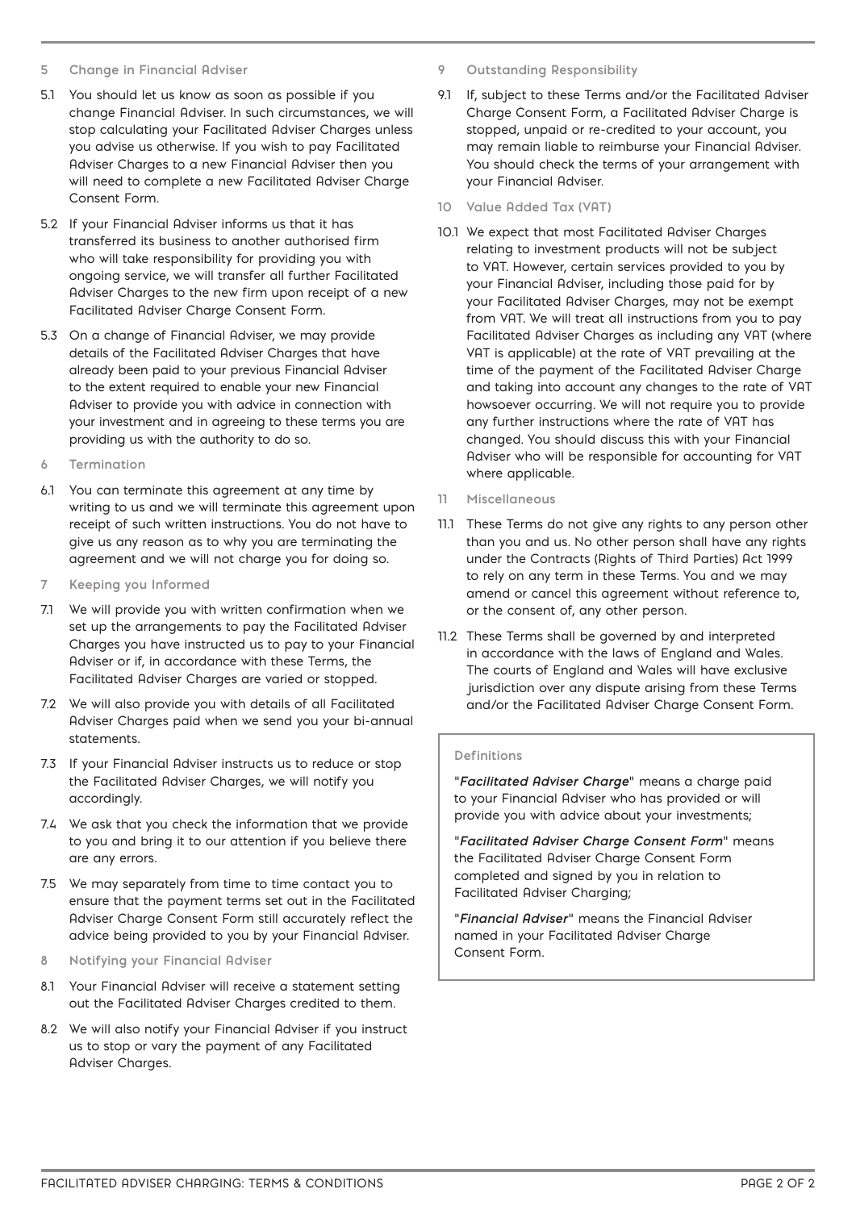## 5 Change in Financial Adviser

5.1 You should let us know as soon as possible if you change Financial Adviser. In such circumstances, we will stop calculating your Facilitated Adviser Charges unless you advise us otherwise. If you wish to pay Facilitated Adviser Charges to a new Financial Adviser then you will need to complete a new Facilitated Adviser Charge Consent Form.

5.2 If your Financial Adviser informs us that it has transferred its business to another authorised firm who will take responsibility for providing you with ongoing service, we will transfer all further Facilitated Adviser Charges to the new firm upon receipt of a new Facilitated Adviser Charge Consent Form.

5.3 On a change of Financial Adviser, we may provide details of the Facilitated Adviser Charges that have already been paid to your previous Financial Adviser to the extent required to enable your new Financial Adviser to provide you with advice in connection with your investment and in agreeing to these terms you are providing us with the authority to do so.

## 6 Termination

6.1 You can terminate this agreement at any time by writing to us and we will terminate this agreement upon receipt of such written instructions. You do not have to give us any reason as to why you are terminating the agreement and we will not charge you for doing so.

## 7 Keeping you Informed

7.1 We will provide you with written confirmation when we set up the arrangements to pay the Facilitated Adviser Charges you have instructed us to pay to your Financial Adviser or if, in accordance with these Terms, the Facilitated Adviser Charges are varied or stopped.

7.2 We will also provide you with details of all Facilitated Adviser Charges paid when we send you your bi-annual statements.

7.3 If your Financial Adviser instructs us to reduce or stop the Facilitated Adviser Charges, we will notify you accordingly.

7.4 We ask that you check the information that we provide to you and bring it to our attention if you believe there are any errors.

7.5 We may separately from time to time contact you to ensure that the payment terms set out in the Facilitated Adviser Charge Consent Form still accurately reflect the advice being provided to you by your Financial Adviser.

## 8 Notifying your Financial Adviser

8.1 Your Financial Adviser will receive a statement setting out the Facilitated Adviser Charges credited to them.

8.2 We will also notify your Financial Adviser if you instruct us to stop or vary the payment of any Facilitated Adviser Charges.

## 9 Outstanding Responsibility

9.1 If, subject to these Terms and/or the Facilitated Adviser Charge Consent Form, a Facilitated Adviser Charge is stopped, unpaid or re-credited to your account, you may remain liable to reimburse your Financial Adviser. You should check the terms of your arrangement with your Financial Adviser.

## 10 Value Added Tax (VAT)

10.1 We expect that most Facilitated Adviser Charges relating to investment products will not be subject to VAT. However, certain services provided to you by your Financial Adviser, including those paid for by your Facilitated Adviser Charges, may not be exempt from VAT. We will treat all instructions from you to pay Facilitated Adviser Charges as including any VAT (where VAT is applicable) at the rate of VAT prevailing at the time of the payment of the Facilitated Adviser Charge and taking into account any changes to the rate of VAT howsoever occurring. We will not require you to provide any further instructions where the rate of VAT has changed. You should discuss this with your Financial Adviser who will be responsible for accounting for VAT where applicable.

## 11 Miscellaneous

11.1 These Terms do not give any rights to any person other than you and us. No other person shall have any rights under the Contracts (Rights of Third Parties) Act 1999 to rely on any term in these Terms. You and we may amend or cancel this agreement without reference to, or the consent of, any other person.

11.2 These Terms shall be governed by and interpreted in accordance with the laws of England and Wales. The courts of England and Wales will have exclusive jurisdiction over any dispute arising from these Terms and/or the Facilitated Adviser Charge Consent Form.

### Definitions

"***Facilitated Adviser Charge***" means a charge paid to your Financial Adviser who has provided or will provide you with advice about your investments;

"***Facilitated Adviser Charge Consent Form***" means the Facilitated Adviser Charge Consent Form completed and signed by you in relation to Facilitated Adviser Charging;

"***Financial Adviser***" means the Financial Adviser named in your Facilitated Adviser Charge Consent Form.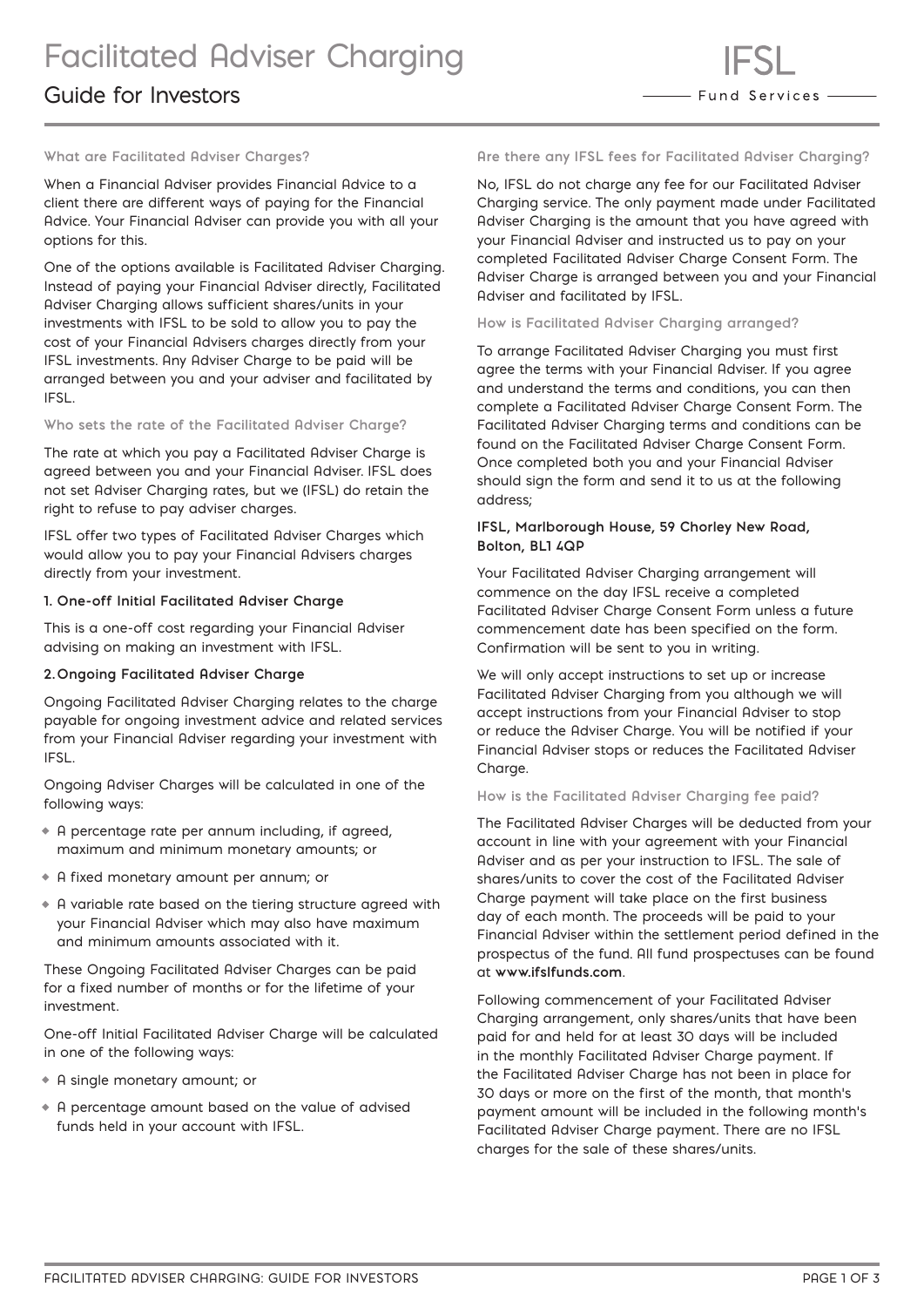# Facilitated Adviser Charging

## Guide for Investors

### What are Facilitated Adviser Charges?

When a Financial Adviser provides Financial Advice to a client there are different ways of paying for the Financial Advice. Your Financial Adviser can provide you with all your options for this.

One of the options available is Facilitated Adviser Charging. Instead of paying your Financial Adviser directly, Facilitated Adviser Charging allows sufficient shares/units in your investments with IFSL to be sold to allow you to pay the cost of your Financial Advisers charges directly from your IFSL investments. Any Adviser Charge to be paid will be arranged between you and your adviser and facilitated by IFSL.

### Who sets the rate of the Facilitated Adviser Charge?

The rate at which you pay a Facilitated Adviser Charge is agreed between you and your Financial Adviser. IFSL does not set Adviser Charging rates, but we (IFSL) do retain the right to refuse to pay adviser charges.

IFSL offer two types of Facilitated Adviser Charges which would allow you to pay your Financial Advisers charges directly from your investment.

**1. One-off Initial Facilitated Adviser Charge**

This is a one-off cost regarding your Financial Adviser advising on making an investment with IFSL.

**2. Ongoing Facilitated Adviser Charge**

Ongoing Facilitated Adviser Charging relates to the charge payable for ongoing investment advice and related services from your Financial Adviser regarding your investment with IFSL.

Ongoing Adviser Charges will be calculated in one of the following ways:

- A percentage rate per annum including, if agreed, maximum and minimum monetary amounts; or
- A fixed monetary amount per annum; or
- A variable rate based on the tiering structure agreed with your Financial Adviser which may also have maximum and minimum amounts associated with it.

These Ongoing Facilitated Adviser Charges can be paid for a fixed number of months or for the lifetime of your investment.

One-off Initial Facilitated Adviser Charge will be calculated in one of the following ways:

- A single monetary amount; or
- A percentage amount based on the value of advised funds held in your account with IFSL.

### Are there any IFSL fees for Facilitated Adviser Charging?

No, IFSL do not charge any fee for our Facilitated Adviser Charging service. The only payment made under Facilitated Adviser Charging is the amount that you have agreed with your Financial Adviser and instructed us to pay on your completed Facilitated Adviser Charge Consent Form. The Adviser Charge is arranged between you and your Financial Adviser and facilitated by IFSL.

### How is Facilitated Adviser Charging arranged?

To arrange Facilitated Adviser Charging you must first agree the terms with your Financial Adviser. If you agree and understand the terms and conditions, you can then complete a Facilitated Adviser Charge Consent Form. The Facilitated Adviser Charging terms and conditions can be found on the Facilitated Adviser Charge Consent Form. Once completed both you and your Financial Adviser should sign the form and send it to us at the following address;

**IFSL, Marlborough House, 59 Chorley New Road, Bolton, BL1 4QP**

Your Facilitated Adviser Charging arrangement will commence on the day IFSL receive a completed Facilitated Adviser Charge Consent Form unless a future commencement date has been specified on the form. Confirmation will be sent to you in writing.

We will only accept instructions to set up or increase Facilitated Adviser Charging from you although we will accept instructions from your Financial Adviser to stop or reduce the Adviser Charge. You will be notified if your Financial Adviser stops or reduces the Facilitated Adviser Charge.

### How is the Facilitated Adviser Charging fee paid?

The Facilitated Adviser Charges will be deducted from your account in line with your agreement with your Financial Adviser and as per your instruction to IFSL. The sale of shares/units to cover the cost of the Facilitated Adviser Charge payment will take place on the first business day of each month. The proceeds will be paid to your Financial Adviser within the settlement period defined in the prospectus of the fund. All fund prospectuses can be found at **www.ifslfunds.com**.

Following commencement of your Facilitated Adviser Charging arrangement, only shares/units that have been paid for and held for at least 30 days will be included in the monthly Facilitated Adviser Charge payment. If the Facilitated Adviser Charge has not been in place for 30 days or more on the first of the month, that month's payment amount will be included in the following month's Facilitated Adviser Charge payment. There are no IFSL charges for the sale of these shares/units.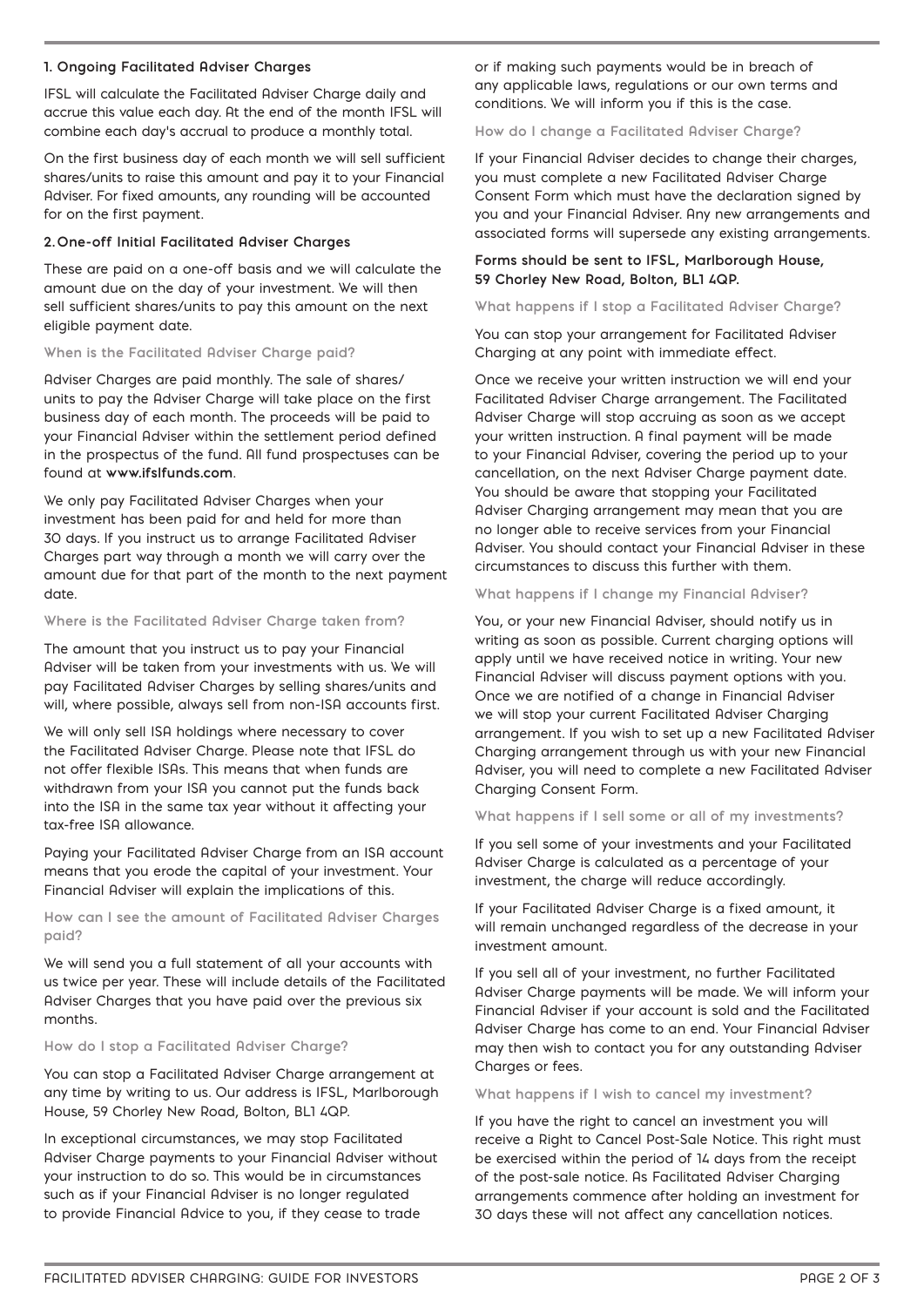### 1. Ongoing Facilitated Adviser Charges

IFSL will calculate the Facilitated Adviser Charge daily and accrue this value each day. At the end of the month IFSL will combine each day's accrual to produce a monthly total.

On the first business day of each month we will sell sufficient shares/units to raise this amount and pay it to your Financial Adviser. For fixed amounts, any rounding will be accounted for on the first payment.

### 2. One-off Initial Facilitated Adviser Charges

These are paid on a one-off basis and we will calculate the amount due on the day of your investment. We will then sell sufficient shares/units to pay this amount on the next eligible payment date.

#### When is the Facilitated Adviser Charge paid?

Adviser Charges are paid monthly. The sale of shares/units to pay the Adviser Charge will take place on the first business day of each month. The proceeds will be paid to your Financial Adviser within the settlement period defined in the prospectus of the fund. All fund prospectuses can be found at **www.ifslfunds.com**.

We only pay Facilitated Adviser Charges when your investment has been paid for and held for more than 30 days. If you instruct us to arrange Facilitated Adviser Charges part way through a month we will carry over the amount due for that part of the month to the next payment date.

#### Where is the Facilitated Adviser Charge taken from?

The amount that you instruct us to pay your Financial Adviser will be taken from your investments with us. We will pay Facilitated Adviser Charges by selling shares/units and will, where possible, always sell from non-ISA accounts first.

We will only sell ISA holdings where necessary to cover the Facilitated Adviser Charge. Please note that IFSL do not offer flexible ISAs. This means that when funds are withdrawn from your ISA you cannot put the funds back into the ISA in the same tax year without it affecting your tax-free ISA allowance.

Paying your Facilitated Adviser Charge from an ISA account means that you erode the capital of your investment. Your Financial Adviser will explain the implications of this.

#### How can I see the amount of Facilitated Adviser Charges paid?

We will send you a full statement of all your accounts with us twice per year. These will include details of the Facilitated Adviser Charges that you have paid over the previous six months.

#### How do I stop a Facilitated Adviser Charge?

You can stop a Facilitated Adviser Charge arrangement at any time by writing to us. Our address is IFSL, Marlborough House, 59 Chorley New Road, Bolton, BL1 4QP.

In exceptional circumstances, we may stop Facilitated Adviser Charge payments to your Financial Adviser without your instruction to do so. This would be in circumstances such as if your Financial Adviser is no longer regulated to provide Financial Advice to you, if they cease to trade or if making such payments would be in breach of any applicable laws, regulations or our own terms and conditions. We will inform you if this is the case.

#### How do I change a Facilitated Adviser Charge?

If your Financial Adviser decides to change their charges, you must complete a new Facilitated Adviser Charge Consent Form which must have the declaration signed by you and your Financial Adviser. Any new arrangements and associated forms will supersede any existing arrangements.

**Forms should be sent to IFSL, Marlborough House, 59 Chorley New Road, Bolton, BL1 4QP.**

#### What happens if I stop a Facilitated Adviser Charge?

You can stop your arrangement for Facilitated Adviser Charging at any point with immediate effect.

Once we receive your written instruction we will end your Facilitated Adviser Charge arrangement. The Facilitated Adviser Charge will stop accruing as soon as we accept your written instruction. A final payment will be made to your Financial Adviser, covering the period up to your cancellation, on the next Adviser Charge payment date. You should be aware that stopping your Facilitated Adviser Charging arrangement may mean that you are no longer able to receive services from your Financial Adviser. You should contact your Financial Adviser in these circumstances to discuss this further with them.

#### What happens if I change my Financial Adviser?

You, or your new Financial Adviser, should notify us in writing as soon as possible. Current charging options will apply until we have received notice in writing. Your new Financial Adviser will discuss payment options with you. Once we are notified of a change in Financial Adviser we will stop your current Facilitated Adviser Charging arrangement. If you wish to set up a new Facilitated Adviser Charging arrangement through us with your new Financial Adviser, you will need to complete a new Facilitated Adviser Charging Consent Form.

#### What happens if I sell some or all of my investments?

If you sell some of your investments and your Facilitated Adviser Charge is calculated as a percentage of your investment, the charge will reduce accordingly.

If your Facilitated Adviser Charge is a fixed amount, it will remain unchanged regardless of the decrease in your investment amount.

If you sell all of your investment, no further Facilitated Adviser Charge payments will be made. We will inform your Financial Adviser if your account is sold and the Facilitated Adviser Charge has come to an end. Your Financial Adviser may then wish to contact you for any outstanding Adviser Charges or fees.

#### What happens if I wish to cancel my investment?

If you have the right to cancel an investment you will receive a Right to Cancel Post-Sale Notice. This right must be exercised within the period of 14 days from the receipt of the post-sale notice. As Facilitated Adviser Charging arrangements commence after holding an investment for 30 days these will not affect any cancellation notices.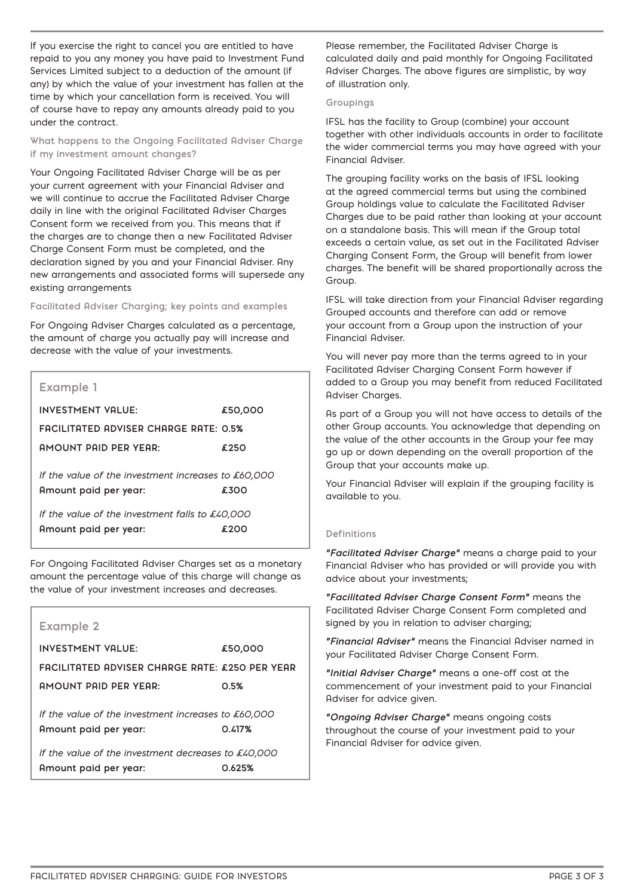If you exercise the right to cancel you are entitled to have repaid to you any money you have paid to Investment Fund Services Limited subject to a deduction of the amount (if any) by which the value of your investment has fallen at the time by which your cancellation form is received. You will of course have to repay any amounts already paid to you under the contract.

### What happens to the Ongoing Facilitated Adviser Charge if my investment amount changes?

Your Ongoing Facilitated Adviser Charge will be as per your current agreement with your Financial Adviser and we will continue to accrue the Facilitated Adviser Charge daily in line with the original Facilitated Adviser Charges Consent form we received from you. This means that if the charges are to change then a new Facilitated Adviser Charge Consent Form must be completed, and the declaration signed by you and your Financial Adviser. Any new arrangements and associated forms will supersede any existing arrangements

### Facilitated Adviser Charging; key points and examples

For Ongoing Adviser Charges calculated as a percentage, the amount of charge you actually pay will increase and decrease with the value of your investments.

**Example 1**

| | |
|---|---|
| **INVESTMENT VALUE:** | **£50,000** |
| **FACILITATED ADVISER CHARGE RATE:** | **0.5%** |
| **AMOUNT PAID PER YEAR:** | **£250** |
| *If the value of the investment increases to £60,000* | |
| **Amount paid per year:** | **£300** |
| *If the value of the investment falls to £40,000* | |
| **Amount paid per year:** | **£200** |

For Ongoing Facilitated Adviser Charges set as a monetary amount the percentage value of this charge will change as the value of your investment increases and decreases.

**Example 2**

| | |
|---|---|
| **INVESTMENT VALUE:** | **£50,000** |
| **FACILITATED ADVISER CHARGE RATE:** | **£250 PER YEAR** |
| **AMOUNT PAID PER YEAR:** | **0.5%** |
| *If the value of the investment increases to £60,000* | |
| **Amount paid per year:** | **0.417%** |
| *If the value of the investment decreases to £40,000* | |
| **Amount paid per year:** | **0.625%** |

Please remember, the Facilitated Adviser Charge is calculated daily and paid monthly for Ongoing Facilitated Adviser Charges. The above figures are simplistic, by way of illustration only.

### Groupings

IFSL has the facility to Group (combine) your account together with other individuals accounts in order to facilitate the wider commercial terms you may have agreed with your Financial Adviser.

The grouping facility works on the basis of IFSL looking at the agreed commercial terms but using the combined Group holdings value to calculate the Facilitated Adviser Charges due to be paid rather than looking at your account on a standalone basis. This will mean if the Group total exceeds a certain value, as set out in the Facilitated Adviser Charging Consent Form, the Group will benefit from lower charges. The benefit will be shared proportionally across the Group.

IFSL will take direction from your Financial Adviser regarding Grouped accounts and therefore can add or remove your account from a Group upon the instruction of your Financial Adviser.

You will never pay more than the terms agreed to in your Facilitated Adviser Charging Consent Form however if added to a Group you may benefit from reduced Facilitated Adviser Charges.

As part of a Group you will not have access to details of the other Group accounts. You acknowledge that depending on the value of the other accounts in the Group your fee may go up or down depending on the overall proportion of the Group that your accounts make up.

Your Financial Adviser will explain if the grouping facility is available to you.

### Definitions

***"Facilitated Adviser Charge"*** means a charge paid to your Financial Adviser who has provided or will provide you with advice about your investments;

***"Facilitated Adviser Charge Consent Form"*** means the Facilitated Adviser Charge Consent Form completed and signed by you in relation to adviser charging;

***"Financial Adviser"*** means the Financial Adviser named in your Facilitated Adviser Charge Consent Form.

***"Initial Adviser Charge"*** means a one-off cost at the commencement of your investment paid to your Financial Adviser for advice given.

***"Ongoing Adviser Charge"*** means ongoing costs throughout the course of your investment paid to your Financial Adviser for advice given.